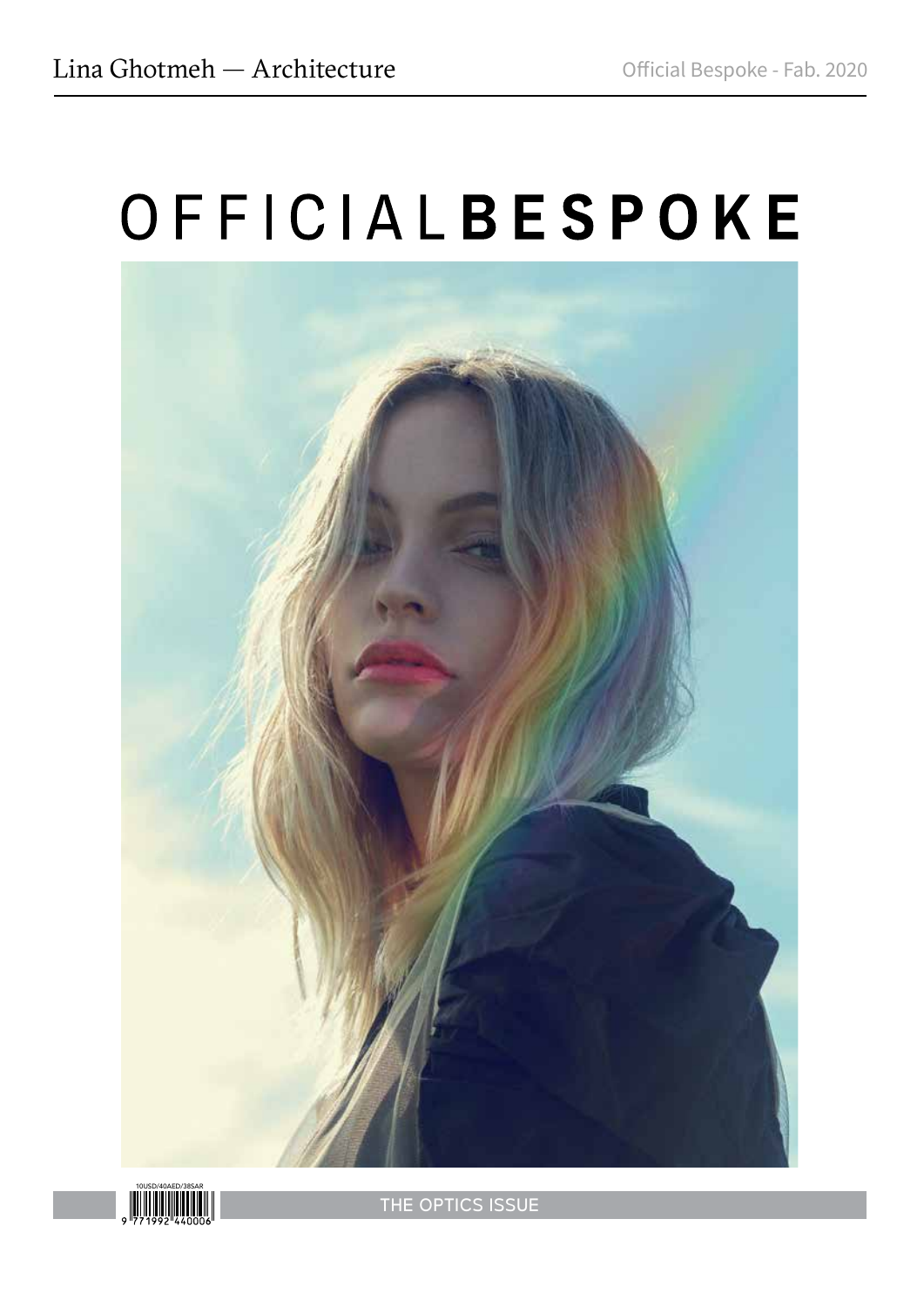Lina Ghotmeh — Architecture

Official Bespoke - Fab. 2020

# OFFICIAL**BESPOKE**

10USD/40AED/38SAR

9 771992 440006

THE OPTICS ISSUE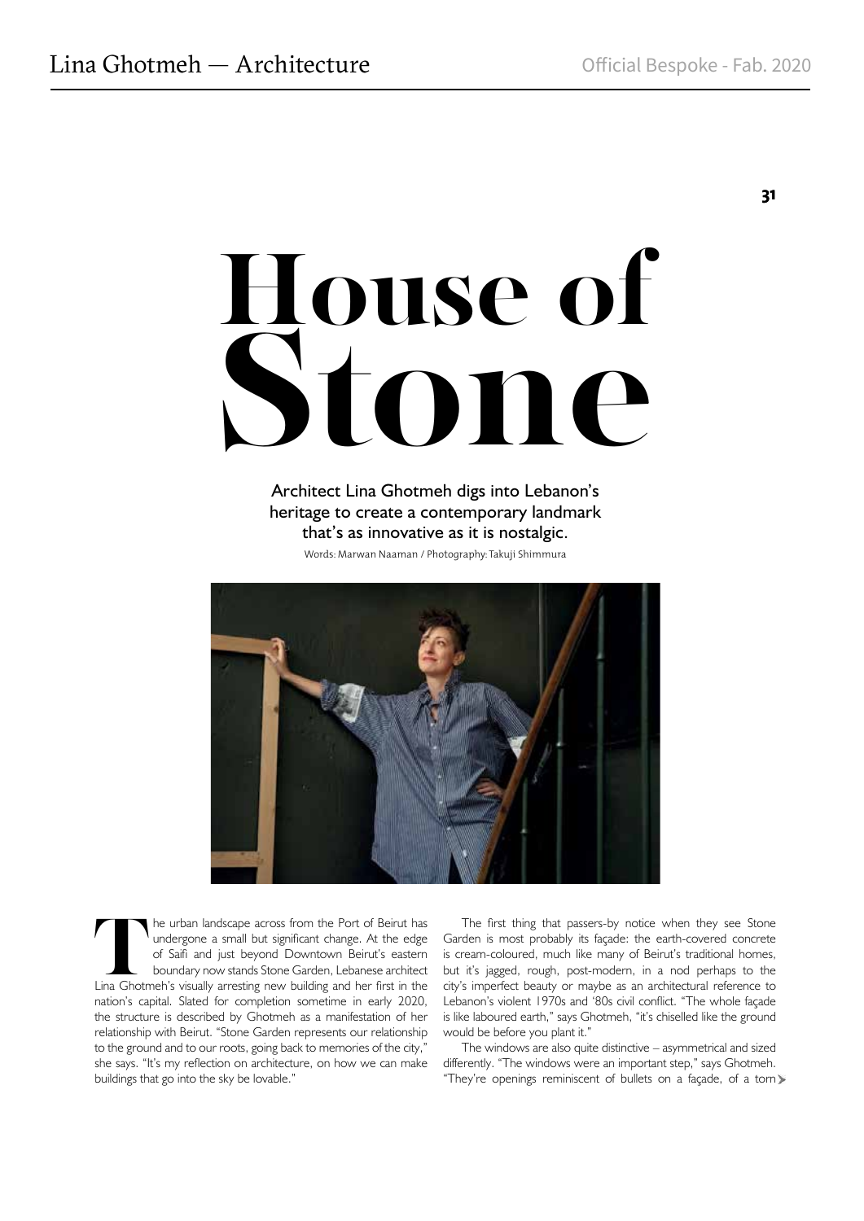# House of Stone

Architect Lina Ghotmeh digs into Lebanon's heritage to create a contemporary landmark that's as innovative as it is nostalgic.

Words: Marwan Naaman / Photography: Takuji Shimmura

The urban landscape across from the Port of Beirut has undergone a small but significant change. At the edge of Saifi and just beyond Downtown Beirut's eastern boundary now stands Stone Garden, Lebanese architect Lina Ghotmeh's visually arresting new building and her first in the nation's capital. Slated for completion sometime in early 2020, the structure is described by Ghotmeh as a manifestation of her relationship with Beirut. "Stone Garden represents our relationship to the ground and to our roots, going back to memories of the city," she says. "It's my reflection on architecture, on how we can make buildings that go into the sky be lovable."

The first thing that passers-by notice when they see Stone Garden is most probably its façade: the earth-covered concrete is cream-coloured, much like many of Beirut's traditional homes, but it's jagged, rough, post-modern, in a nod perhaps to the city's imperfect beauty or maybe as an architectural reference to Lebanon's violent 1970s and '80s civil conflict. "The whole façade is like laboured earth," says Ghotmeh, "it's chiselled like the ground would be before you plant it."

The windows are also quite distinctive – asymmetrical and sized differently. "The windows were an important step," says Ghotmeh. "They're openings reminiscent of bullets on a façade, of a torn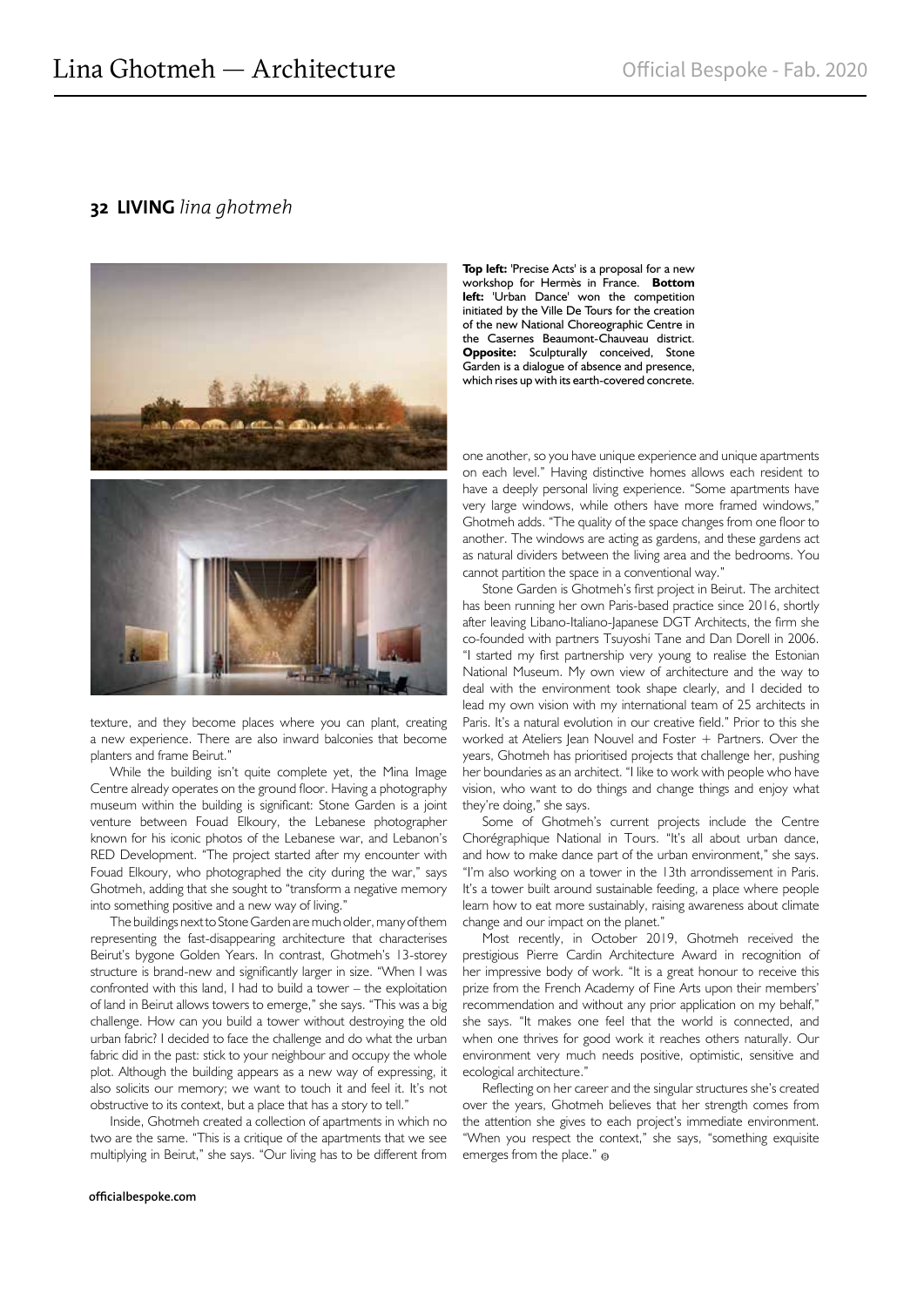**Top left:** 'Precise Acts' is a proposal for a new workshop for Hermès in France. **Bottom left:** 'Urban Dance' won the competition initiated by the Ville De Tours for the creation of the new National Choreographic Centre in the Casernes Beaumont-Chauveau district. **Opposite:** Sculpturally conceived, Stone Garden is a dialogue of absence and presence, which rises up with its earth-covered concrete.

texture, and they become places where you can plant, creating a new experience. There are also inward balconies that become planters and frame Beirut."

While the building isn't quite complete yet, the Mina Image Centre already operates on the ground floor. Having a photography museum within the building is significant: Stone Garden is a joint venture between Fouad Elkoury, the Lebanese photographer known for his iconic photos of the Lebanese war, and Lebanon's RED Development. "The project started after my encounter with Fouad Elkoury, who photographed the city during the war," says Ghotmeh, adding that she sought to "transform a negative memory into something positive and a new way of living."

The buildings next to Stone Garden are much older, many of them representing the fast-disappearing architecture that characterises Beirut's bygone Golden Years. In contrast, Ghotmeh's 13-storey structure is brand-new and significantly larger in size. "When I was confronted with this land, I had to build a tower – the exploitation of land in Beirut allows towers to emerge," she says. "This was a big challenge. How can you build a tower without destroying the old urban fabric? I decided to face the challenge and do what the urban fabric did in the past: stick to your neighbour and occupy the whole plot. Although the building appears as a new way of expressing, it also solicits our memory; we want to touch it and feel it. It's not obstructive to its context, but a place that has a story to tell."

Inside, Ghotmeh created a collection of apartments in which no two are the same. "This is a critique of the apartments that we see multiplying in Beirut," she says. "Our living has to be different from one another, so you have unique experience and unique apartments on each level." Having distinctive homes allows each resident to have a deeply personal living experience. "Some apartments have very large windows, while others have more framed windows," Ghotmeh adds. "The quality of the space changes from one floor to another. The windows are acting as gardens, and these gardens act as natural dividers between the living area and the bedrooms. You cannot partition the space in a conventional way."

Stone Garden is Ghotmeh's first project in Beirut. The architect has been running her own Paris-based practice since 2016, shortly after leaving Libano-Italiano-Japanese DGT Architects, the firm she co-founded with partners Tsuyoshi Tane and Dan Dorell in 2006. "I started my first partnership very young to realise the Estonian National Museum. My own view of architecture and the way to deal with the environment took shape clearly, and I decided to lead my own vision with my international team of 25 architects in Paris. It's a natural evolution in our creative field." Prior to this she worked at Ateliers Jean Nouvel and Foster + Partners. Over the years, Ghotmeh has prioritised projects that challenge her, pushing her boundaries as an architect. "I like to work with people who have vision, who want to do things and change things and enjoy what they're doing," she says.

Some of Ghotmeh's current projects include the Centre Chorégraphique National in Tours. "It's all about urban dance, and how to make dance part of the urban environment," she says. "I'm also working on a tower in the 13th arrondissement in Paris. It's a tower built around sustainable feeding, a place where people learn how to eat more sustainably, raising awareness about climate change and our impact on the planet."

Most recently, in October 2019, Ghotmeh received the prestigious Pierre Cardin Architecture Award in recognition of her impressive body of work. "It is a great honour to receive this prize from the French Academy of Fine Arts upon their members' recommendation and without any prior application on my behalf," she says. "It makes one feel that the world is connected, and when one thrives for good work it reaches others naturally. Our environment very much needs positive, optimistic, sensitive and ecological architecture."

Reflecting on her career and the singular structures she's created over the years, Ghotmeh believes that her strength comes from the attention she gives to each project's immediate environment. "When you respect the context," she says, "something exquisite emerges from the place."